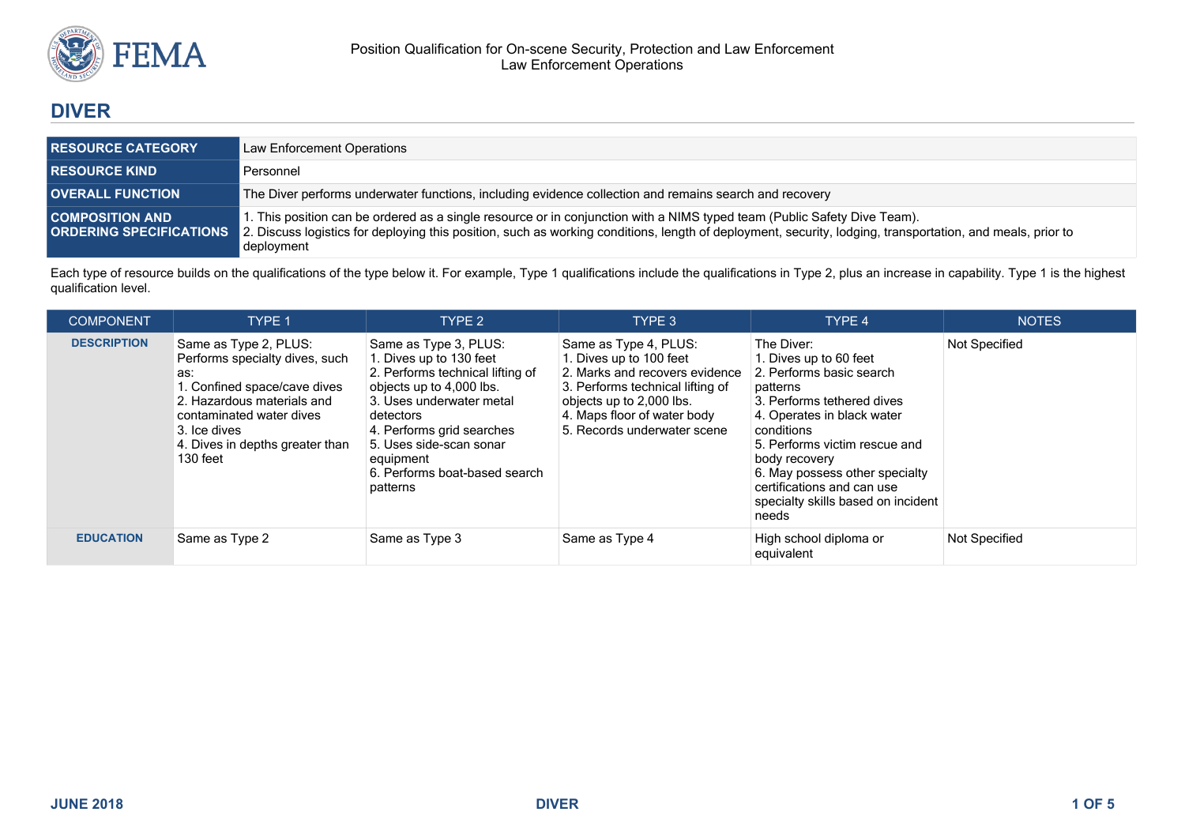Position Qualification for On-scene Security, Protection and Law Enforcement
Law Enforcement Operations

# DIVER

| | |
|---|---|
| **RESOURCE CATEGORY** | Law Enforcement Operations |
| **RESOURCE KIND** | Personnel |
| **OVERALL FUNCTION** | The Diver performs underwater functions, including evidence collection and remains search and recovery |
| **COMPOSITION AND ORDERING SPECIFICATIONS** | 1. This position can be ordered as a single resource or in conjunction with a NIMS typed team (Public Safety Dive Team).<br>2. Discuss logistics for deploying this position, such as working conditions, length of deployment, security, lodging, transportation, and meals, prior to deployment |

Each type of resource builds on the qualifications of the type below it. For example, Type 1 qualifications include the qualifications in Type 2, plus an increase in capability. Type 1 is the highest qualification level.

| COMPONENT | TYPE 1 | TYPE 2 | TYPE 3 | TYPE 4 | NOTES |
|---|---|---|---|---|---|
| **DESCRIPTION** | Same as Type 2, PLUS:<br>Performs specialty dives, such as:<br>1. Confined space/cave dives<br>2. Hazardous materials and contaminated water dives<br>3. Ice dives<br>4. Dives in depths greater than 130 feet | Same as Type 3, PLUS:<br>1. Dives up to 130 feet<br>2. Performs technical lifting of objects up to 4,000 lbs.<br>3. Uses underwater metal detectors<br>4. Performs grid searches<br>5. Uses side-scan sonar equipment<br>6. Performs boat-based search patterns | Same as Type 4, PLUS:<br>1. Dives up to 100 feet<br>2. Marks and recovers evidence<br>3. Performs technical lifting of objects up to 2,000 lbs.<br>4. Maps floor of water body<br>5. Records underwater scene | The Diver:<br>1. Dives up to 60 feet<br>2. Performs basic search patterns<br>3. Performs tethered dives<br>4. Operates in black water conditions<br>5. Performs victim rescue and body recovery<br>6. May possess other specialty certifications and can use specialty skills based on incident needs | Not Specified |
| **EDUCATION** | Same as Type 2 | Same as Type 3 | Same as Type 4 | High school diploma or equivalent | Not Specified |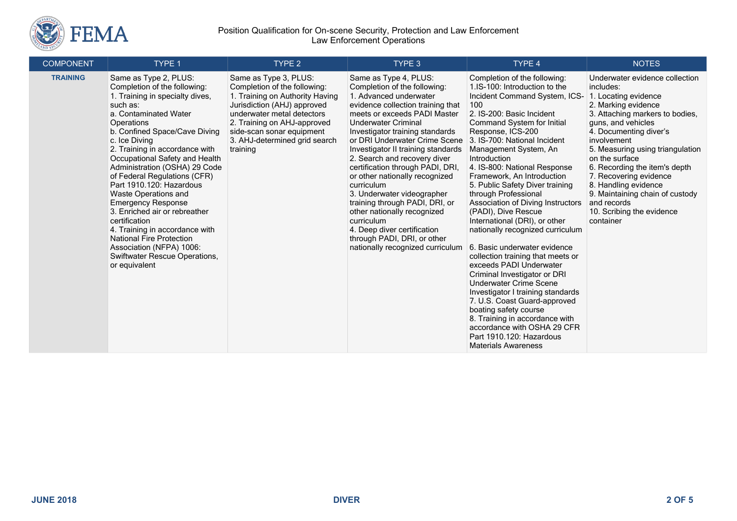Position Qualification for On-scene Security, Protection and Law Enforcement
Law Enforcement Operations

| COMPONENT | TYPE 1 | TYPE 2 | TYPE 3 | TYPE 4 | NOTES |
|---|---|---|---|---|---|
| **TRAINING** | Same as Type 2, PLUS:<br>Completion of the following:<br>1. Training in specialty dives, such as:<br>a. Contaminated Water Operations<br>b. Confined Space/Cave Diving<br>c. Ice Diving<br>2. Training in accordance with Occupational Safety and Health Administration (OSHA) 29 Code of Federal Regulations (CFR) Part 1910.120: Hazardous Waste Operations and Emergency Response<br>3. Enriched air or rebreather certification<br>4. Training in accordance with National Fire Protection Association (NFPA) 1006: Swiftwater Rescue Operations, or equivalent | Same as Type 3, PLUS:<br>Completion of the following:<br>1. Training on Authority Having Jurisdiction (AHJ) approved underwater metal detectors<br>2. Training on AHJ-approved side-scan sonar equipment<br>3. AHJ-determined grid search training | Same as Type 4, PLUS:<br>Completion of the following:<br>1. Advanced underwater evidence collection training that meets or exceeds PADI Master Underwater Criminal Investigator training standards or DRI Underwater Crime Scene Investigator II training standards<br>2. Search and recovery diver certification through PADI, DRI, or other nationally recognized curriculum<br>3. Underwater videographer training through PADI, DRI, or other nationally recognized curriculum<br>4. Deep diver certification through PADI, DRI, or other nationally recognized curriculum | Completion of the following:<br>1.IS-100: Introduction to the Incident Command System, ICS-100<br>2. IS-200: Basic Incident Command System for Initial Response, ICS-200<br>3. IS-700: National Incident Management System, An Introduction<br>4. IS-800: National Response Framework, An Introduction<br>5. Public Safety Diver training through Professional Association of Diving Instructors (PADI), Dive Rescue International (DRI), or other nationally recognized curriculum<br>6. Basic underwater evidence collection training that meets or exceeds PADI Underwater Criminal Investigator or DRI Underwater Crime Scene Investigator I training standards<br>7. U.S. Coast Guard-approved boating safety course<br>8. Training in accordance with accordance with OSHA 29 CFR Part 1910.120: Hazardous Materials Awareness | Underwater evidence collection includes:<br>1. Locating evidence<br>2. Marking evidence<br>3. Attaching markers to bodies, guns, and vehicles<br>4. Documenting diver's involvement<br>5. Measuring using triangulation on the surface<br>6. Recording the item's depth<br>7. Recovering evidence<br>8. Handling evidence<br>9. Maintaining chain of custody and records<br>10. Scribing the evidence container |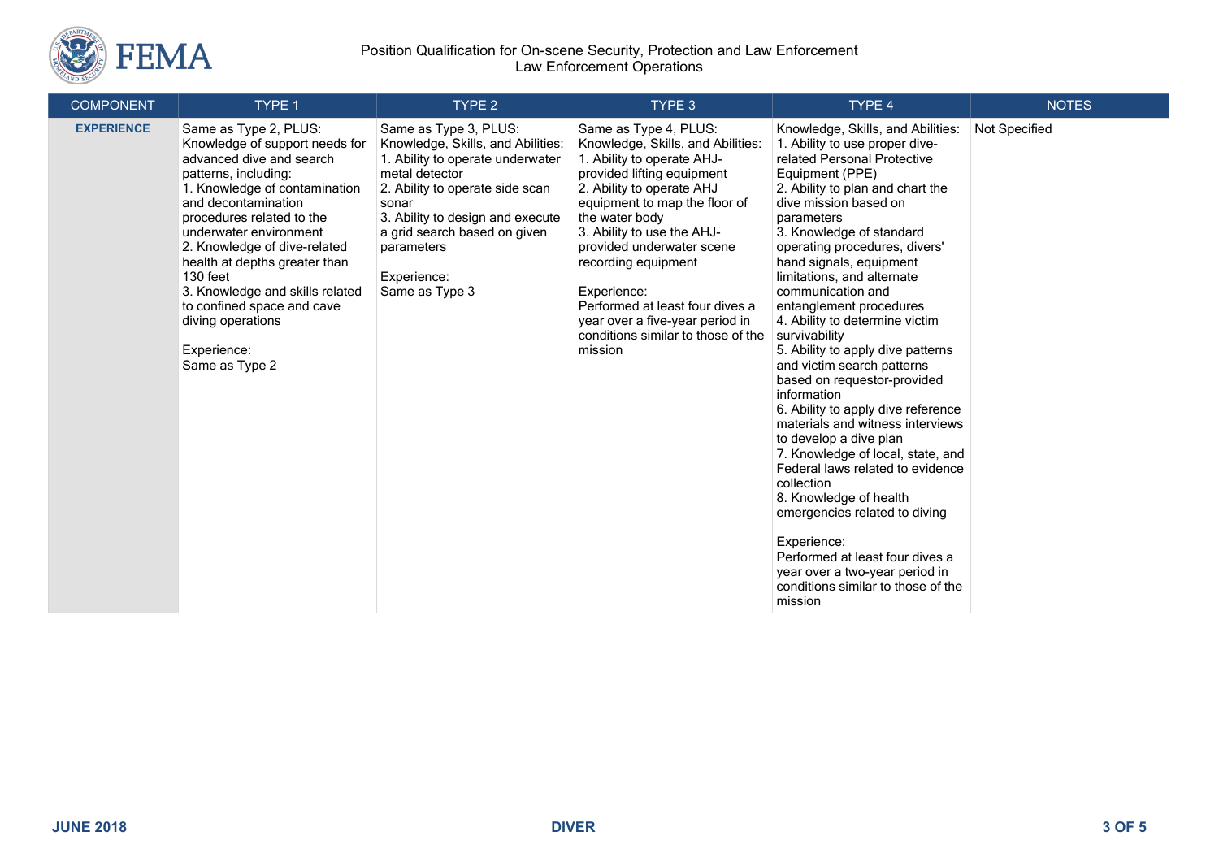Position Qualification for On-scene Security, Protection and Law Enforcement
Law Enforcement Operations

| COMPONENT | TYPE 1 | TYPE 2 | TYPE 3 | TYPE 4 | NOTES |
|---|---|---|---|---|---|
| **EXPERIENCE** | Same as Type 2, PLUS:<br>Knowledge of support needs for advanced dive and search patterns, including:<br>1. Knowledge of contamination and decontamination procedures related to the underwater environment<br>2. Knowledge of dive-related health at depths greater than 130 feet<br>3. Knowledge and skills related to confined space and cave diving operations<br><br>Experience:<br>Same as Type 2 | Same as Type 3, PLUS:<br>Knowledge, Skills, and Abilities:<br>1. Ability to operate underwater metal detector<br>2. Ability to operate side scan sonar<br>3. Ability to design and execute a grid search based on given parameters<br><br>Experience:<br>Same as Type 3 | Same as Type 4, PLUS:<br>Knowledge, Skills, and Abilities:<br>1. Ability to operate AHJ-provided lifting equipment<br>2. Ability to operate AHJ equipment to map the floor of the water body<br>3. Ability to use the AHJ-provided underwater scene recording equipment<br><br>Experience:<br>Performed at least four dives a year over a five-year period in conditions similar to those of the mission | Knowledge, Skills, and Abilities:<br>1. Ability to use proper dive-related Personal Protective Equipment (PPE)<br>2. Ability to plan and chart the dive mission based on parameters<br>3. Knowledge of standard operating procedures, divers' hand signals, equipment limitations, and alternate communication and entanglement procedures<br>4. Ability to determine victim survivability<br>5. Ability to apply dive patterns and victim search patterns based on requestor-provided information<br>6. Ability to apply dive reference materials and witness interviews to develop a dive plan<br>7. Knowledge of local, state, and Federal laws related to evidence collection<br>8. Knowledge of health emergencies related to diving<br><br>Experience:<br>Performed at least four dives a year over a two-year period in conditions similar to those of the mission | Not Specified |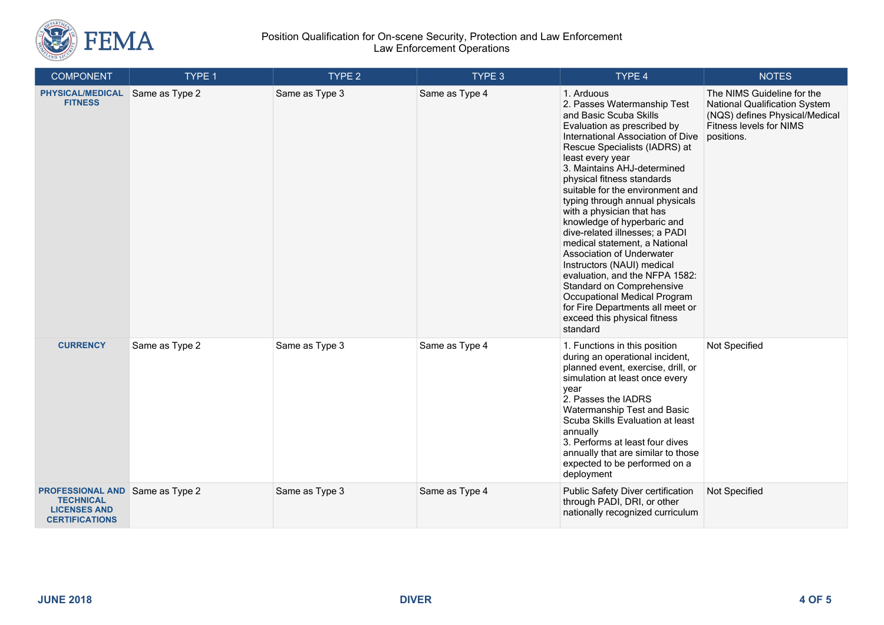| COMPONENT | TYPE 1 | TYPE 2 | TYPE 3 | TYPE 4 | NOTES |
|---|---|---|---|---|---|
| **PHYSICAL/MEDICAL FITNESS** | Same as Type 2 | Same as Type 3 | Same as Type 4 | 1. Arduous<br>2. Passes Watermanship Test and Basic Scuba Skills Evaluation as prescribed by International Association of Dive Rescue Specialists (IADRS) at least every year<br>3. Maintains AHJ-determined physical fitness standards suitable for the environment and typing through annual physicals with a physician that has knowledge of hyperbaric and dive-related illnesses; a PADI medical statement, a National Association of Underwater Instructors (NAUI) medical evaluation, and the NFPA 1582: Standard on Comprehensive Occupational Medical Program for Fire Departments all meet or exceed this physical fitness standard | The NIMS Guideline for the National Qualification System (NQS) defines Physical/Medical Fitness levels for NIMS positions. |
| **CURRENCY** | Same as Type 2 | Same as Type 3 | Same as Type 4 | 1. Functions in this position during an operational incident, planned event, exercise, drill, or simulation at least once every year<br>2. Passes the IADRS Watermanship Test and Basic Scuba Skills Evaluation at least annually<br>3. Performs at least four dives annually that are similar to those expected to be performed on a deployment | Not Specified |
| **PROFESSIONAL AND TECHNICAL LICENSES AND CERTIFICATIONS** | Same as Type 2 | Same as Type 3 | Same as Type 4 | Public Safety Diver certification through PADI, DRI, or other nationally recognized curriculum | Not Specified |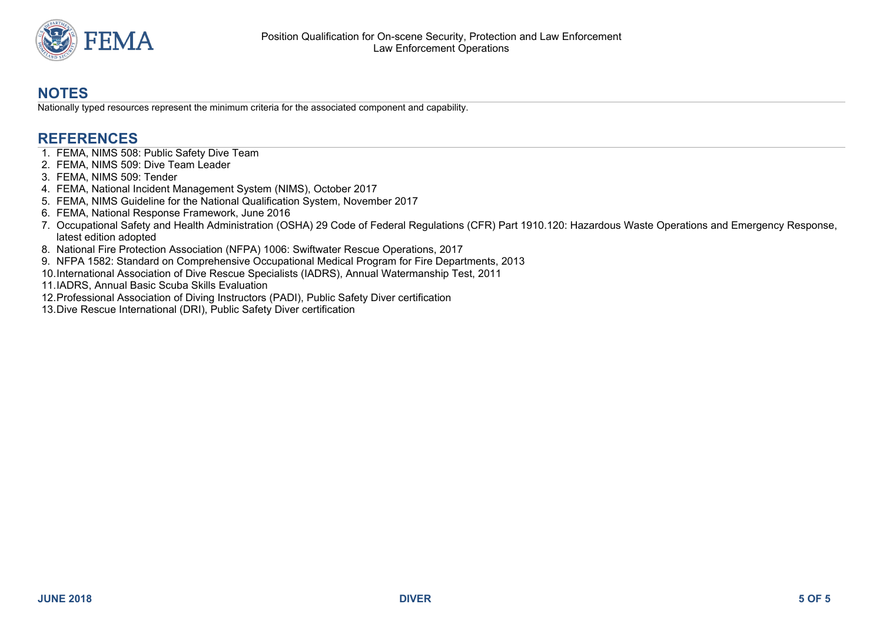## NOTES

Nationally typed resources represent the minimum criteria for the associated component and capability.

## REFERENCES

1. FEMA, NIMS 508: Public Safety Dive Team
2. FEMA, NIMS 509: Dive Team Leader
3. FEMA, NIMS 509: Tender
4. FEMA, National Incident Management System (NIMS), October 2017
5. FEMA, NIMS Guideline for the National Qualification System, November 2017
6. FEMA, National Response Framework, June 2016
7. Occupational Safety and Health Administration (OSHA) 29 Code of Federal Regulations (CFR) Part 1910.120: Hazardous Waste Operations and Emergency Response, latest edition adopted
8. National Fire Protection Association (NFPA) 1006: Swiftwater Rescue Operations, 2017
9. NFPA 1582: Standard on Comprehensive Occupational Medical Program for Fire Departments, 2013
10. International Association of Dive Rescue Specialists (IADRS), Annual Watermanship Test, 2011
11. IADRS, Annual Basic Scuba Skills Evaluation
12. Professional Association of Diving Instructors (PADI), Public Safety Diver certification
13. Dive Rescue International (DRI), Public Safety Diver certification